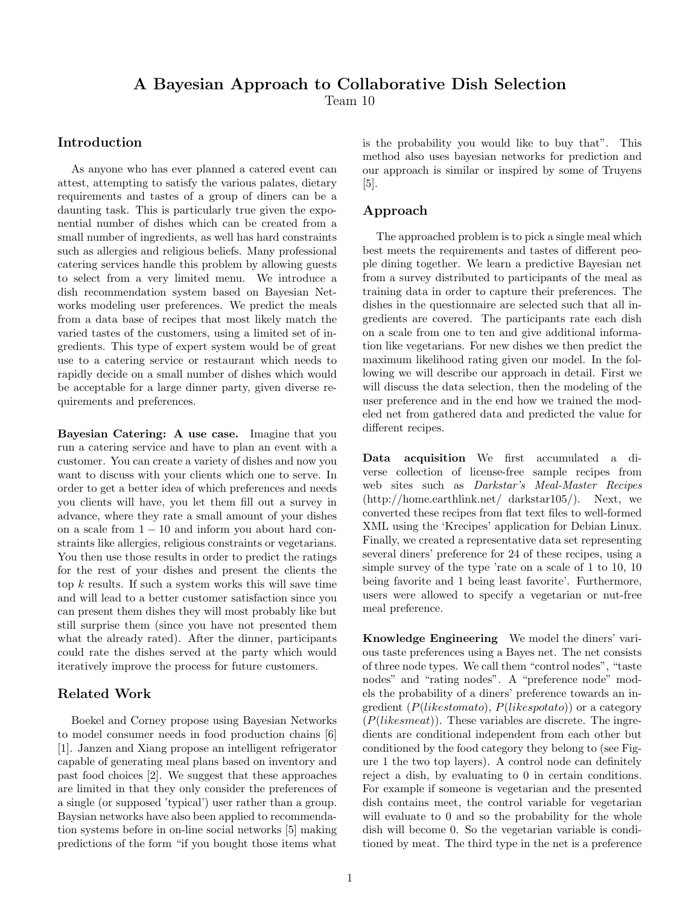# A Bayesian Approach to Collaborative Dish Selection

Team 10

## Introduction

As anyone who has ever planned a catered event can attest, attempting to satisfy the various palates, dietary requirements and tastes of a group of diners can be a daunting task. This is particularly true given the exponential number of dishes which can be created from a small number of ingredients, as well has hard constraints such as allergies and religious beliefs. Many professional catering services handle this problem by allowing guests to select from a very limited menu. We introduce a dish recommendation system based on Bayesian Networks modeling user preferences. We predict the meals from a data base of recipes that most likely match the varied tastes of the customers, using a limited set of ingredients. This type of expert system would be of great use to a catering service or restaurant which needs to rapidly decide on a small number of dishes which would be acceptable for a large dinner party, given diverse requirements and preferences.

**Bayesian Catering: A use case.** Imagine that you run a catering service and have to plan an event with a customer. You can create a variety of dishes and now you want to discuss with your clients which one to serve. In order to get a better idea of which preferences and needs you clients will have, you let them fill out a survey in advance, where they rate a small amount of your dishes on a scale from $1-10$ and inform you about hard constraints like allergies, religious constraints or vegetarians. You then use those results in order to predict the ratings for the rest of your dishes and present the clients the top $k$ results. If such a system works this will save time and will lead to a better customer satisfaction since you can present them dishes they will most probably like but still surprise them (since you have not presented them what the already rated). After the dinner, participants could rate the dishes served at the party which would iteratively improve the process for future customers.

## Related Work

Boekel and Corney propose using Bayesian Networks to model consumer needs in food production chains [6] [1]. Janzen and Xiang propose an intelligent refrigerator capable of generating meal plans based on inventory and past food choices [2]. We suggest that these approaches are limited in that they only consider the preferences of a single (or supposed 'typical') user rather than a group. Baysian networks have also been applied to recommendation systems before in on-line social networks [5] making predictions of the form "if you bought those items what is the probability you would like to buy that". This method also uses bayesian networks for prediction and our approach is similar or inspired by some of Truyens [5].

## Approach

The approached problem is to pick a single meal which best meets the requirements and tastes of different people dining together. We learn a predictive Bayesian net from a survey distributed to participants of the meal as training data in order to capture their preferences. The dishes in the questionnaire are selected such that all ingredients are covered. The participants rate each dish on a scale from one to ten and give additional information like vegetarians. For new dishes we then predict the maximum likelihood rating given our model. In the following we will describe our approach in detail. First we will discuss the data selection, then the modeling of the user preference and in the end how we trained the modeled net from gathered data and predicted the value for different recipes.

**Data acquisition** We first accumulated a diverse collection of license-free sample recipes from web sites such as *Darkstar's Meal-Master Recipes* (http://home.earthlink.net/ darkstar105/). Next, we converted these recipes from flat text files to well-formed XML using the 'Krecipes' application for Debian Linux. Finally, we created a representative data set representing several diners' preference for 24 of these recipes, using a simple survey of the type 'rate on a scale of 1 to 10, 10 being favorite and 1 being least favorite'. Furthermore, users were allowed to specify a vegetarian or nut-free meal preference.

**Knowledge Engineering** We model the diners' various taste preferences using a Bayes net. The net consists of three node types. We call them "control nodes", "taste nodes" and "rating nodes". A "preference node" models the probability of a diners' preference towards an ingredient ($P(likestomato)$, $P(likespotato)$) or a category ($P(likesmeat)$). These variables are discrete. The ingredients are conditional independent from each other but conditioned by the food category they belong to (see Figure 1 the two top layers). A control node can definitely reject a dish, by evaluating to 0 in certain conditions. For example if someone is vegetarian and the presented dish contains meet, the control variable for vegetarian will evaluate to 0 and so the probability for the whole dish will become 0. So the vegetarian variable is conditioned by meat. The third type in the net is a preference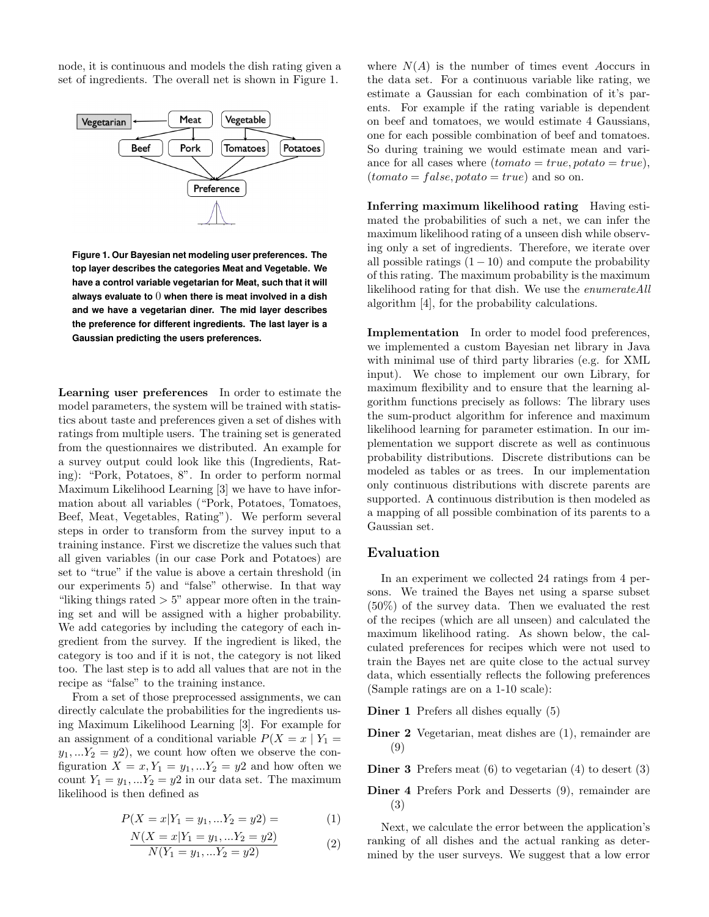node, it is continuous and models the dish rating given a set of ingredients. The overall net is shown in Figure 1.

**Figure 1. Our Bayesian net modeling user preferences. The top layer describes the categories Meat and Vegetable. We have a control variable vegetarian for Meat, such that it will always evaluate to $0$ when there is meat involved in a dish and we have a vegetarian diner. The mid layer describes the preference for different ingredients. The last layer is a Gaussian predicting the users preferences.**

**Learning user preferences** In order to estimate the model parameters, the system will be trained with statistics about taste and preferences given a set of dishes with ratings from multiple users. The training set is generated from the questionnaires we distributed. An example for a survey output could look like this (Ingredients, Rating): "Pork, Potatoes, 8". In order to perform normal Maximum Likelihood Learning [3] we have to have information about all variables ("Pork, Potatoes, Tomatoes, Beef, Meat, Vegetables, Rating"). We perform several steps in order to transform from the survey input to a training instance. First we discretize the values such that all given variables (in our case Pork and Potatoes) are set to "true" if the value is above a certain threshold (in our experiments 5) and "false" otherwise. In that way "liking things rated $> 5$" appear more often in the training set and will be assigned with a higher probability. We add categories by including the category of each ingredient from the survey. If the ingredient is liked, the category is too and if it is not, the category is not liked too. The last step is to add all values that are not in the recipe as "false" to the training instance.

From a set of those preprocessed assignments, we can directly calculate the probabilities for the ingredients using Maximum Likelihood Learning [3]. For example for an assignment of a conditional variable $P(X = x \mid Y_1 = y_1, ...Y_2 = y2)$, we count how often we observe the configuration $X = x, Y_1 = y_1, ...Y_2 = y2$ and how often we count $Y_1 = y_1, ...Y_2 = y2$ in our data set. The maximum likelihood is then defined as

$$P(X = x|Y_1 = y_1, ...Y_2 = y2) = \tag{1}$$

$$\frac{N(X = x|Y_1 = y_1, ...Y_2 = y2)}{N(Y_1 = y_1, ...Y_2 = y2)} \tag{2}$$

where $N(A)$ is the number of times event $A$occurs in the data set. For a continuous variable like rating, we estimate a Gaussian for each combination of it's parents. For example if the rating variable is dependent on beef and tomatoes, we would estimate 4 Gaussians, one for each possible combination of beef and tomatoes. So during training we would estimate mean and variance for all cases where $(tomato = true, potato = true)$, $(tomato = false, potato = true)$ and so on.

**Inferring maximum likelihood rating** Having estimated the probabilities of such a net, we can infer the maximum likelihood rating of a unseen dish while observing only a set of ingredients. Therefore, we iterate over all possible ratings $(1 - 10)$ and compute the probability of this rating. The maximum probability is the maximum likelihood rating for that dish. We use the *enumerateAll* algorithm [4], for the probability calculations.

**Implementation** In order to model food preferences, we implemented a custom Bayesian net library in Java with minimal use of third party libraries (e.g. for XML input). We chose to implement our own Library, for maximum flexibility and to ensure that the learning algorithm functions precisely as follows: The library uses the sum-product algorithm for inference and maximum likelihood learning for parameter estimation. In our implementation we support discrete as well as continuous probability distributions. Discrete distributions can be modeled as tables or as trees. In our implementation only continuous distributions with discrete parents are supported. A continuous distribution is then modeled as a mapping of all possible combination of its parents to a Gaussian set.

## Evaluation

In an experiment we collected 24 ratings from 4 persons. We trained the Bayes net using a sparse subset (50%) of the survey data. Then we evaluated the rest of the recipes (which are all unseen) and calculated the maximum likelihood rating. As shown below, the calculated preferences for recipes which were not used to train the Bayes net are quite close to the actual survey data, which essentially reflects the following preferences (Sample ratings are on a 1-10 scale):

**Diner 1** Prefers all dishes equally (5)

**Diner 2** Vegetarian, meat dishes are (1), remainder are (9)

**Diner 3** Prefers meat (6) to vegetarian (4) to desert (3)

**Diner 4** Prefers Pork and Desserts (9), remainder are (3)

Next, we calculate the error between the application's ranking of all dishes and the actual ranking as determined by the user surveys. We suggest that a low error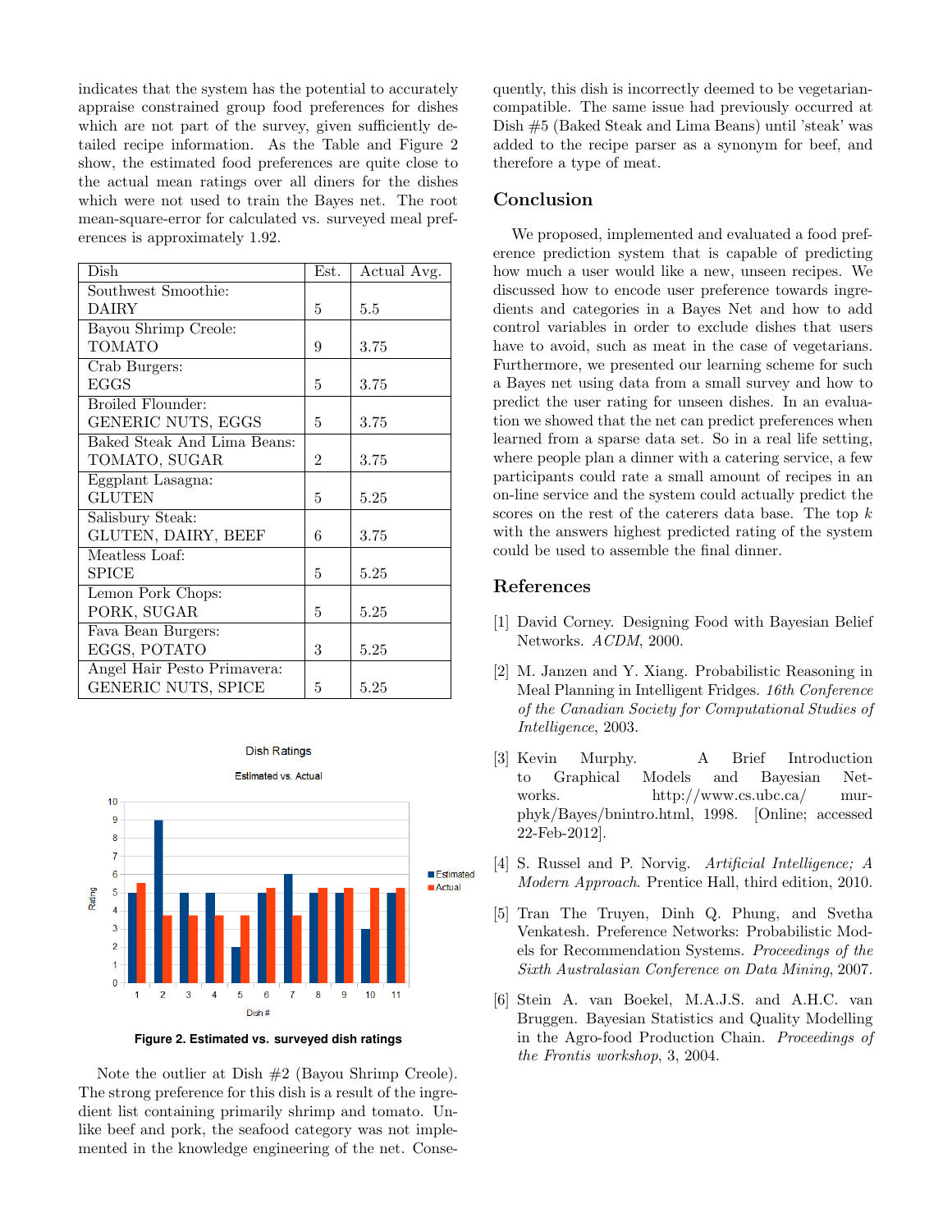indicates that the system has the potential to accurately appraise constrained group food preferences for dishes which are not part of the survey, given sufficiently detailed recipe information. As the Table and Figure 2 show, the estimated food preferences are quite close to the actual mean ratings over all diners for the dishes which were not used to train the Bayes net. The root mean-square-error for calculated vs. surveyed meal preferences is approximately 1.92.

| Dish | Est. | Actual Avg. |
|---|---|---|
| Southwest Smoothie: DAIRY | 5 | 5.5 |
| Bayou Shrimp Creole: TOMATO | 9 | 3.75 |
| Crab Burgers: EGGS | 5 | 3.75 |
| Broiled Flounder: GENERIC NUTS, EGGS | 5 | 3.75 |
| Baked Steak And Lima Beans: TOMATO, SUGAR | 2 | 3.75 |
| Eggplant Lasagna: GLUTEN | 5 | 5.25 |
| Salisbury Steak: GLUTEN, DAIRY, BEEF | 6 | 3.75 |
| Meatless Loaf: SPICE | 5 | 5.25 |
| Lemon Pork Chops: PORK, SUGAR | 5 | 5.25 |
| Fava Bean Burgers: EGGS, POTATO | 3 | 5.25 |
| Angel Hair Pesto Primavera: GENERIC NUTS, SPICE | 5 | 5.25 |

Dish Ratings

Estimated vs. Actual

Rating

0
1
2
3
4
5
6
7
8
9
10

1 2 3 4 5 6 7 8 9 10 11

Dish #

Estimated
Actual

**Figure 2. Estimated vs. surveyed dish ratings**

Note the outlier at Dish #2 (Bayou Shrimp Creole). The strong preference for this dish is a result of the ingredient list containing primarily shrimp and tomato. Unlike beef and pork, the seafood category was not implemented in the knowledge engineering of the net. Consequently, this dish is incorrectly deemed to be vegetarian-compatible. The same issue had previously occurred at Dish #5 (Baked Steak and Lima Beans) until 'steak' was added to the recipe parser as a synonym for beef, and therefore a type of meat.

## Conclusion

We proposed, implemented and evaluated a food preference prediction system that is capable of predicting how much a user would like a new, unseen recipes. We discussed how to encode user preference towards ingredients and categories in a Bayes Net and how to add control variables in order to exclude dishes that users have to avoid, such as meat in the case of vegetarians. Furthermore, we presented our learning scheme for such a Bayes net using data from a small survey and how to predict the user rating for unseen dishes. In an evaluation we showed that the net can predict preferences when learned from a sparse data set. So in a real life setting, where people plan a dinner with a catering service, a few participants could rate a small amount of recipes in an on-line service and the system could actually predict the scores on the rest of the caterers data base. The top $k$ with the answers highest predicted rating of the system could be used to assemble the final dinner.

## References

[1] David Corney. Designing Food with Bayesian Belief Networks. *ACDM*, 2000.

[2] M. Janzen and Y. Xiang. Probabilistic Reasoning in Meal Planning in Intelligent Fridges. *16th Conference of the Canadian Society for Computational Studies of Intelligence*, 2003.

[3] Kevin Murphy. A Brief Introduction to Graphical Models and Bayesian Networks. http://www.cs.ubc.ca/ murphyk/Bayes/bnintro.html, 1998. [Online; accessed 22-Feb-2012].

[4] S. Russel and P. Norvig. *Artificial Intelligence; A Modern Approach*. Prentice Hall, third edition, 2010.

[5] Tran The Truyen, Dinh Q. Phung, and Svetha Venkatesh. Preference Networks: Probabilistic Models for Recommendation Systems. *Proceedings of the Sixth Australasian Conference on Data Mining*, 2007.

[6] Stein A. van Boekel, M.A.J.S. and A.H.C. van Bruggen. Bayesian Statistics and Quality Modelling in the Agro-food Production Chain. *Proceedings of the Frontis workshop*, 3, 2004.